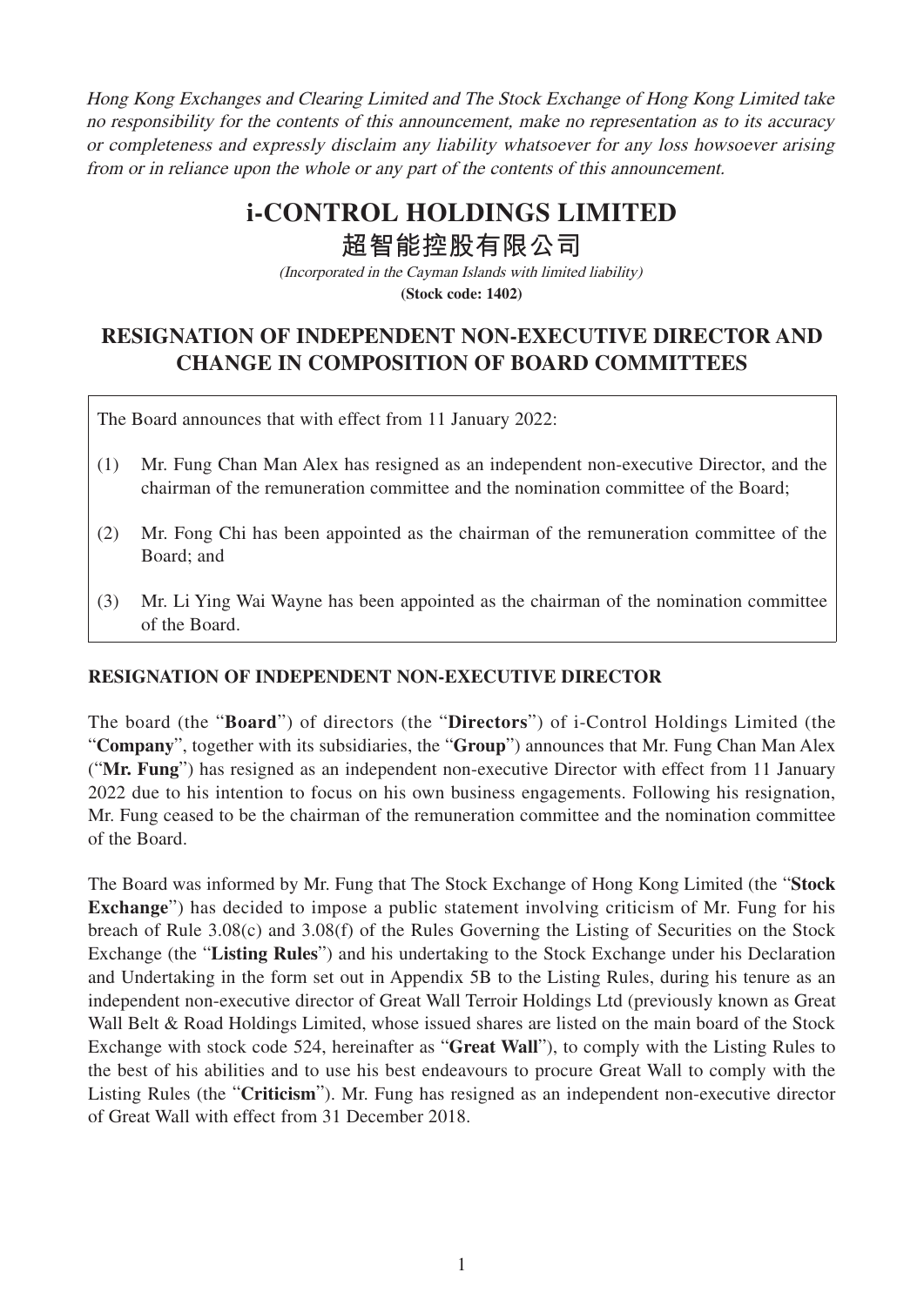*Hong Kong Exchanges and Clearing Limited and The Stock Exchange of Hong Kong Limited take no responsibility for the contents of this announcement, make no representation as to its accuracy or completeness and expressly disclaim any liability whatsoever for any loss howsoever arising from or in reliance upon the whole or any part of the contents of this announcement.*

# i-CONTROL HOLDINGS LIMITED
# 超智能控股有限公司

*(Incorporated in the Cayman Islands with limited liability)*
**(Stock code: 1402)**

## RESIGNATION OF INDEPENDENT NON-EXECUTIVE DIRECTOR AND CHANGE IN COMPOSITION OF BOARD COMMITTEES

The Board announces that with effect from 11 January 2022:

(1) Mr. Fung Chan Man Alex has resigned as an independent non-executive Director, and the chairman of the remuneration committee and the nomination committee of the Board;

(2) Mr. Fong Chi has been appointed as the chairman of the remuneration committee of the Board; and

(3) Mr. Li Ying Wai Wayne has been appointed as the chairman of the nomination committee of the Board.

### RESIGNATION OF INDEPENDENT NON-EXECUTIVE DIRECTOR

The board (the "**Board**") of directors (the "**Directors**") of i-Control Holdings Limited (the "**Company**", together with its subsidiaries, the "**Group**") announces that Mr. Fung Chan Man Alex ("**Mr. Fung**") has resigned as an independent non-executive Director with effect from 11 January 2022 due to his intention to focus on his own business engagements. Following his resignation, Mr. Fung ceased to be the chairman of the remuneration committee and the nomination committee of the Board.

The Board was informed by Mr. Fung that The Stock Exchange of Hong Kong Limited (the "**Stock Exchange**") has decided to impose a public statement involving criticism of Mr. Fung for his breach of Rule 3.08(c) and 3.08(f) of the Rules Governing the Listing of Securities on the Stock Exchange (the "**Listing Rules**") and his undertaking to the Stock Exchange under his Declaration and Undertaking in the form set out in Appendix 5B to the Listing Rules, during his tenure as an independent non-executive director of Great Wall Terroir Holdings Ltd (previously known as Great Wall Belt & Road Holdings Limited, whose issued shares are listed on the main board of the Stock Exchange with stock code 524, hereinafter as "**Great Wall**"), to comply with the Listing Rules to the best of his abilities and to use his best endeavours to procure Great Wall to comply with the Listing Rules (the "**Criticism**"). Mr. Fung has resigned as an independent non-executive director of Great Wall with effect from 31 December 2018.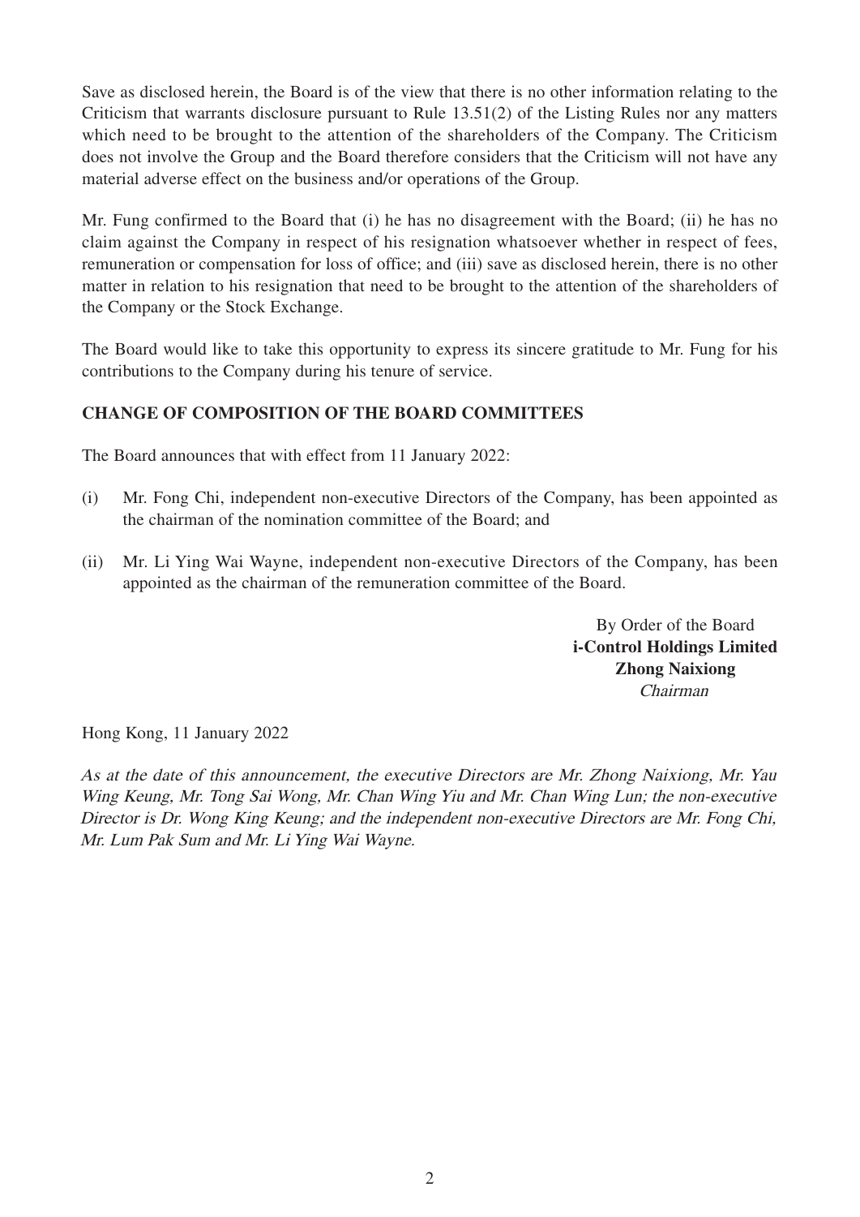Save as disclosed herein, the Board is of the view that there is no other information relating to the Criticism that warrants disclosure pursuant to Rule 13.51(2) of the Listing Rules nor any matters which need to be brought to the attention of the shareholders of the Company. The Criticism does not involve the Group and the Board therefore considers that the Criticism will not have any material adverse effect on the business and/or operations of the Group.

Mr. Fung confirmed to the Board that (i) he has no disagreement with the Board; (ii) he has no claim against the Company in respect of his resignation whatsoever whether in respect of fees, remuneration or compensation for loss of office; and (iii) save as disclosed herein, there is no other matter in relation to his resignation that need to be brought to the attention of the shareholders of the Company or the Stock Exchange.

The Board would like to take this opportunity to express its sincere gratitude to Mr. Fung for his contributions to the Company during his tenure of service.

**CHANGE OF COMPOSITION OF THE BOARD COMMITTEES**

The Board announces that with effect from 11 January 2022:

(i) Mr. Fong Chi, independent non-executive Directors of the Company, has been appointed as the chairman of the nomination committee of the Board; and

(ii) Mr. Li Ying Wai Wayne, independent non-executive Directors of the Company, has been appointed as the chairman of the remuneration committee of the Board.

By Order of the Board
**i-Control Holdings Limited**
**Zhong Naixiong**
*Chairman*

Hong Kong, 11 January 2022

*As at the date of this announcement, the executive Directors are Mr. Zhong Naixiong, Mr. Yau Wing Keung, Mr. Tong Sai Wong, Mr. Chan Wing Yiu and Mr. Chan Wing Lun; the non-executive Director is Dr. Wong King Keung; and the independent non-executive Directors are Mr. Fong Chi, Mr. Lum Pak Sum and Mr. Li Ying Wai Wayne.*